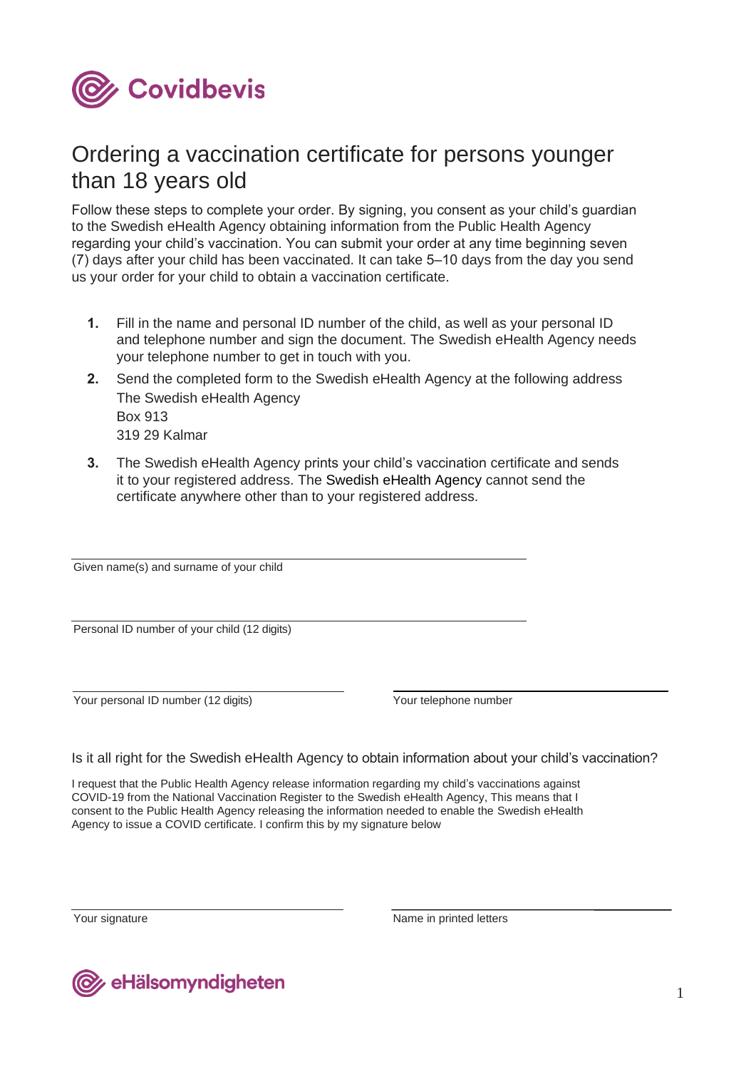Covidbevis

# Ordering a vaccination certificate for persons younger than 18 years old

Follow these steps to complete your order. By signing, you consent as your child's guardian to the Swedish eHealth Agency obtaining information from the Public Health Agency regarding your child's vaccination. You can submit your order at any time beginning seven (7) days after your child has been vaccinated. It can take 5–10 days from the day you send us your order for your child to obtain a vaccination certificate.

1. Fill in the name and personal ID number of the child, as well as your personal ID and telephone number and sign the document. The Swedish eHealth Agency needs your telephone number to get in touch with you.
2. Send the completed form to the Swedish eHealth Agency at the following address
   The Swedish eHealth Agency
   Box 913
   319 29 Kalmar
3. The Swedish eHealth Agency prints your child's vaccination certificate and sends it to your registered address. The Swedish eHealth Agency cannot send the certificate anywhere other than to your registered address.

\_\_\_\_\_\_\_\_\_\_\_\_\_\_\_\_\_\_\_\_\_\_\_\_\_\_\_\_\_\_\_\_\_\_\_\_\_\_\_\_

Given name(s) and surname of your child

\_\_\_\_\_\_\_\_\_\_\_\_\_\_\_\_\_\_\_\_\_\_\_\_\_\_\_\_\_\_\_\_\_\_\_\_\_\_\_\_

Personal ID number of your child (12 digits)

\_\_\_\_\_\_\_\_\_\_\_\_\_\_\_\_\_\_\_\_\_\_\_\_\_\_\_\_\_\_\_\_\_\_\_\_\_\_\_\_

Your personal ID number (12 digits)

\_\_\_\_\_\_\_\_\_\_\_\_\_\_\_\_\_\_\_\_\_\_\_\_\_\_\_\_\_\_\_\_\_\_\_\_\_\_\_\_

Your telephone number

## Is it all right for the Swedish eHealth Agency to obtain information about your child's vaccination?

I request that the Public Health Agency release information regarding my child's vaccinations against COVID-19 from the National Vaccination Register to the Swedish eHealth Agency, This means that I consent to the Public Health Agency releasing the information needed to enable the Swedish eHealth Agency to issue a COVID certificate. I confirm this by my signature below

\_\_\_\_\_\_\_\_\_\_\_\_\_\_\_\_\_\_\_\_\_\_\_\_\_\_\_\_\_\_\_\_\_\_\_\_\_\_\_\_

Your signature

\_\_\_\_\_\_\_\_\_\_\_\_\_\_\_\_\_\_\_\_\_\_\_\_\_\_\_\_\_\_\_\_\_\_\_\_\_\_\_\_

Name in printed letters

eHälsomyndigheten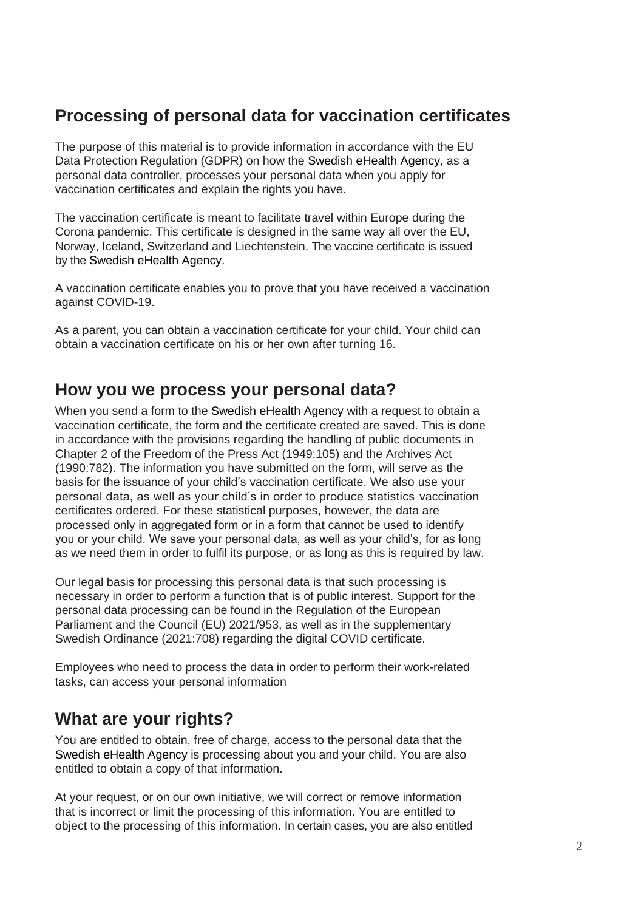## Processing of personal data for vaccination certificates

The purpose of this material is to provide information in accordance with the EU Data Protection Regulation (GDPR) on how the Swedish eHealth Agency, as a personal data controller, processes your personal data when you apply for vaccination certificates and explain the rights you have.

The vaccination certificate is meant to facilitate travel within Europe during the Corona pandemic. This certificate is designed in the same way all over the EU, Norway, Iceland, Switzerland and Liechtenstein. The vaccine certificate is issued by the Swedish eHealth Agency.

A vaccination certificate enables you to prove that you have received a vaccination against COVID-19.

As a parent, you can obtain a vaccination certificate for your child. Your child can obtain a vaccination certificate on his or her own after turning 16.

## How you we process your personal data?

When you send a form to the Swedish eHealth Agency with a request to obtain a vaccination certificate, the form and the certificate created are saved. This is done in accordance with the provisions regarding the handling of public documents in Chapter 2 of the Freedom of the Press Act (1949:105) and the Archives Act (1990:782). The information you have submitted on the form, will serve as the basis for the issuance of your child's vaccination certificate. We also use your personal data, as well as your child's in order to produce statistics vaccination certificates ordered. For these statistical purposes, however, the data are processed only in aggregated form or in a form that cannot be used to identify you or your child. We save your personal data, as well as your child's, for as long as we need them in order to fulfil its purpose, or as long as this is required by law.

Our legal basis for processing this personal data is that such processing is necessary in order to perform a function that is of public interest. Support for the personal data processing can be found in the Regulation of the European Parliament and the Council (EU) 2021/953, as well as in the supplementary Swedish Ordinance (2021:708) regarding the digital COVID certificate.

Employees who need to process the data in order to perform their work-related tasks, can access your personal information

## What are your rights?

You are entitled to obtain, free of charge, access to the personal data that the Swedish eHealth Agency is processing about you and your child. You are also entitled to obtain a copy of that information.

At your request, or on our own initiative, we will correct or remove information that is incorrect or limit the processing of this information. You are entitled to object to the processing of this information. In certain cases, you are also entitled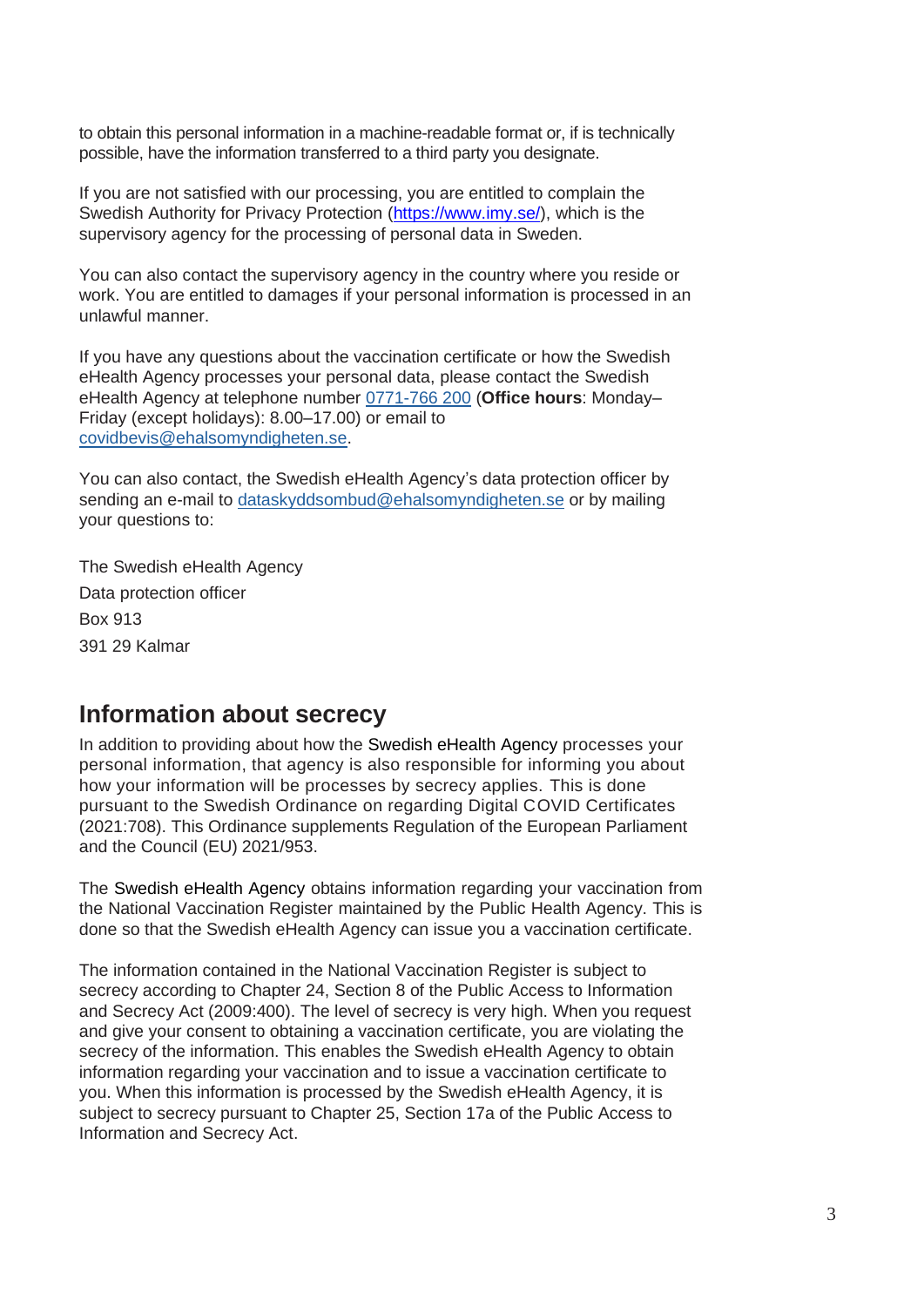to obtain this personal information in a machine-readable format or, if is technically possible, have the information transferred to a third party you designate.

If you are not satisfied with our processing, you are entitled to complain the Swedish Authority for Privacy Protection (https://www.imy.se/), which is the supervisory agency for the processing of personal data in Sweden.

You can also contact the supervisory agency in the country where you reside or work. You are entitled to damages if your personal information is processed in an unlawful manner.

If you have any questions about the vaccination certificate or how the Swedish eHealth Agency processes your personal data, please contact the Swedish eHealth Agency at telephone number 0771-766 200 (**Office hours**: Monday–Friday (except holidays): 8.00–17.00) or email to covidbevis@ehalsomyndigheten.se.

You can also contact, the Swedish eHealth Agency's data protection officer by sending an e-mail to dataskyddsombud@ehalsomyndigheten.se or by mailing your questions to:

The Swedish eHealth Agency

Data protection officer

Box 913

391 29 Kalmar

## Information about secrecy

In addition to providing about how the Swedish eHealth Agency processes your personal information, that agency is also responsible for informing you about how your information will be processes by secrecy applies. This is done pursuant to the Swedish Ordinance on regarding Digital COVID Certificates (2021:708). This Ordinance supplements Regulation of the European Parliament and the Council (EU) 2021/953.

The Swedish eHealth Agency obtains information regarding your vaccination from the National Vaccination Register maintained by the Public Health Agency. This is done so that the Swedish eHealth Agency can issue you a vaccination certificate.

The information contained in the National Vaccination Register is subject to secrecy according to Chapter 24, Section 8 of the Public Access to Information and Secrecy Act (2009:400). The level of secrecy is very high. When you request and give your consent to obtaining a vaccination certificate, you are violating the secrecy of the information. This enables the Swedish eHealth Agency to obtain information regarding your vaccination and to issue a vaccination certificate to you. When this information is processed by the Swedish eHealth Agency, it is subject to secrecy pursuant to Chapter 25, Section 17a of the Public Access to Information and Secrecy Act.